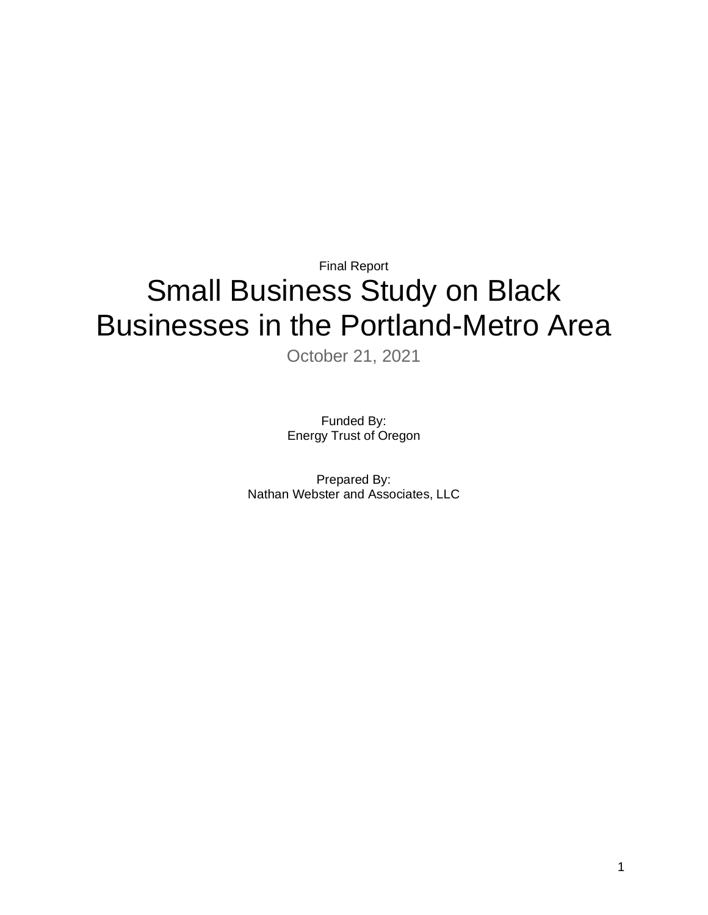Final Report

# Small Business Study on Black Businesses in the Portland-Metro Area

October 21, 2021

Funded By:
Energy Trust of Oregon

Prepared By:
Nathan Webster and Associates, LLC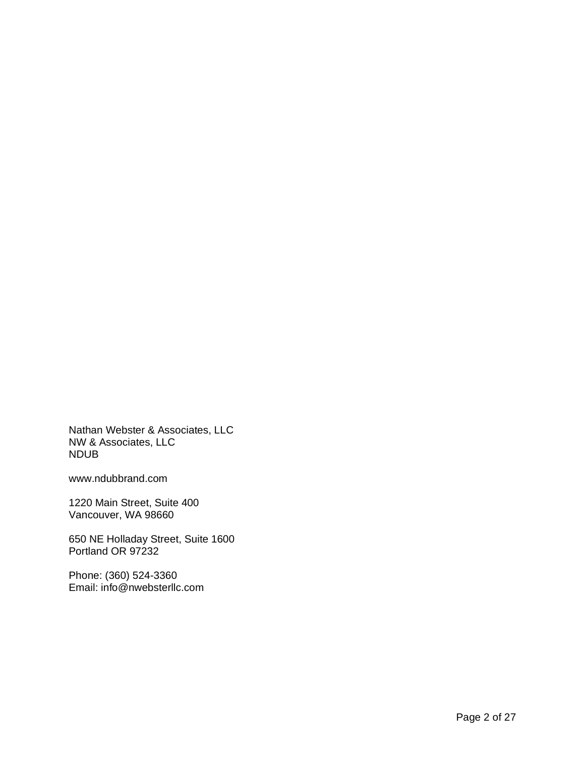Nathan Webster & Associates, LLC
NW & Associates, LLC
NDUB

www.ndubbrand.com

1220 Main Street, Suite 400
Vancouver, WA 98660

650 NE Holladay Street, Suite 1600
Portland OR 97232

Phone: (360) 524-3360
Email: info@nwebsterllc.com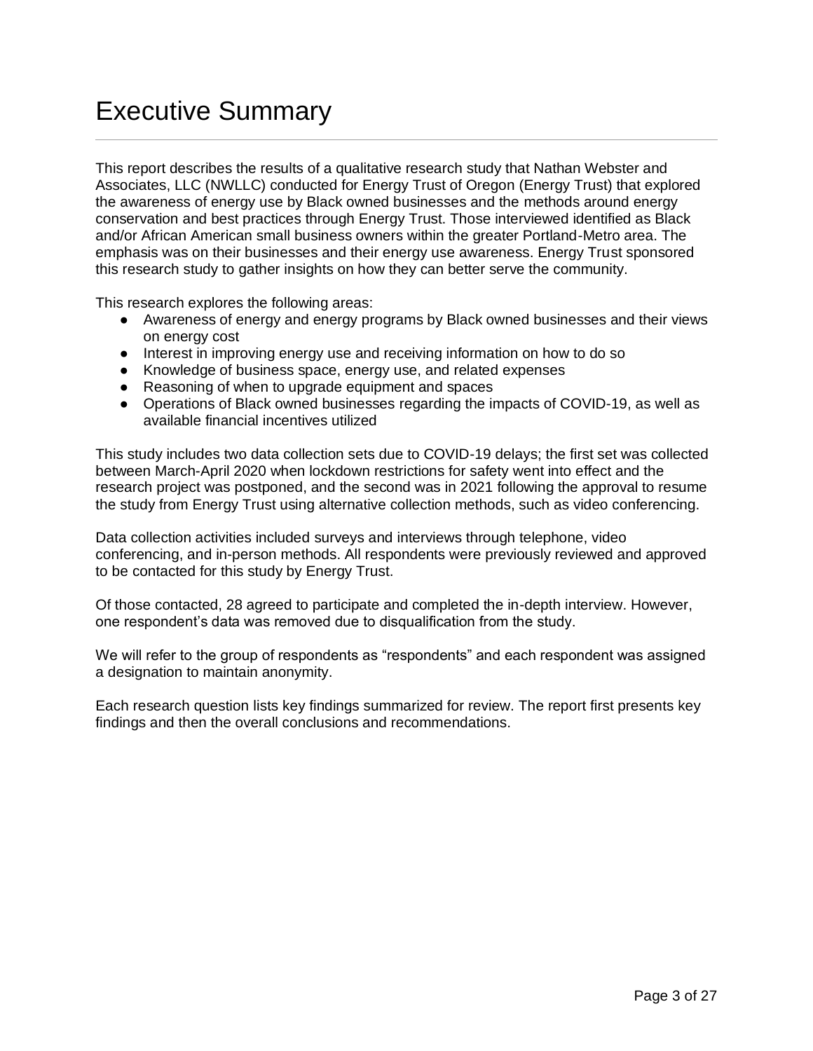# Executive Summary

This report describes the results of a qualitative research study that Nathan Webster and Associates, LLC (NWLLC) conducted for Energy Trust of Oregon (Energy Trust) that explored the awareness of energy use by Black owned businesses and the methods around energy conservation and best practices through Energy Trust. Those interviewed identified as Black and/or African American small business owners within the greater Portland-Metro area. The emphasis was on their businesses and their energy use awareness. Energy Trust sponsored this research study to gather insights on how they can better serve the community.

This research explores the following areas:

- Awareness of energy and energy programs by Black owned businesses and their views on energy cost
- Interest in improving energy use and receiving information on how to do so
- Knowledge of business space, energy use, and related expenses
- Reasoning of when to upgrade equipment and spaces
- Operations of Black owned businesses regarding the impacts of COVID-19, as well as available financial incentives utilized

This study includes two data collection sets due to COVID-19 delays; the first set was collected between March-April 2020 when lockdown restrictions for safety went into effect and the research project was postponed, and the second was in 2021 following the approval to resume the study from Energy Trust using alternative collection methods, such as video conferencing.

Data collection activities included surveys and interviews through telephone, video conferencing, and in-person methods. All respondents were previously reviewed and approved to be contacted for this study by Energy Trust.

Of those contacted, 28 agreed to participate and completed the in-depth interview. However, one respondent's data was removed due to disqualification from the study.

We will refer to the group of respondents as "respondents" and each respondent was assigned a designation to maintain anonymity.

Each research question lists key findings summarized for review. The report first presents key findings and then the overall conclusions and recommendations.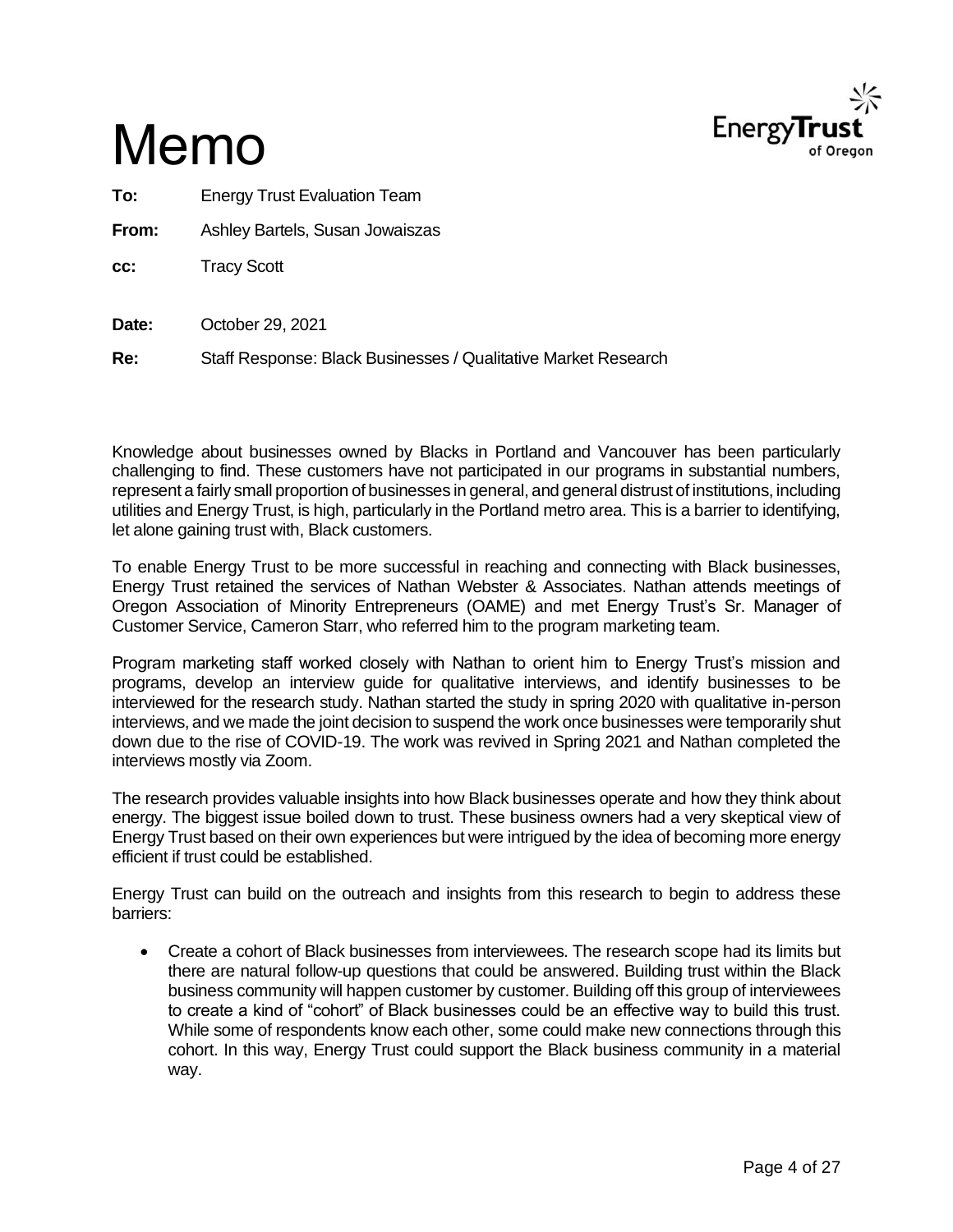# Memo

**To:** Energy Trust Evaluation Team

**From:** Ashley Bartels, Susan Jowaiszas

**cc:** Tracy Scott

**Date:** October 29, 2021

**Re:** Staff Response: Black Businesses / Qualitative Market Research

Knowledge about businesses owned by Blacks in Portland and Vancouver has been particularly challenging to find. These customers have not participated in our programs in substantial numbers, represent a fairly small proportion of businesses in general, and general distrust of institutions, including utilities and Energy Trust, is high, particularly in the Portland metro area. This is a barrier to identifying, let alone gaining trust with, Black customers.

To enable Energy Trust to be more successful in reaching and connecting with Black businesses, Energy Trust retained the services of Nathan Webster & Associates. Nathan attends meetings of Oregon Association of Minority Entrepreneurs (OAME) and met Energy Trust's Sr. Manager of Customer Service, Cameron Starr, who referred him to the program marketing team.

Program marketing staff worked closely with Nathan to orient him to Energy Trust's mission and programs, develop an interview guide for qualitative interviews, and identify businesses to be interviewed for the research study. Nathan started the study in spring 2020 with qualitative in-person interviews, and we made the joint decision to suspend the work once businesses were temporarily shut down due to the rise of COVID-19. The work was revived in Spring 2021 and Nathan completed the interviews mostly via Zoom.

The research provides valuable insights into how Black businesses operate and how they think about energy. The biggest issue boiled down to trust. These business owners had a very skeptical view of Energy Trust based on their own experiences but were intrigued by the idea of becoming more energy efficient if trust could be established.

Energy Trust can build on the outreach and insights from this research to begin to address these barriers:

- Create a cohort of Black businesses from interviewees. The research scope had its limits but there are natural follow-up questions that could be answered. Building trust within the Black business community will happen customer by customer. Building off this group of interviewees to create a kind of "cohort" of Black businesses could be an effective way to build this trust. While some of respondents know each other, some could make new connections through this cohort. In this way, Energy Trust could support the Black business community in a material way.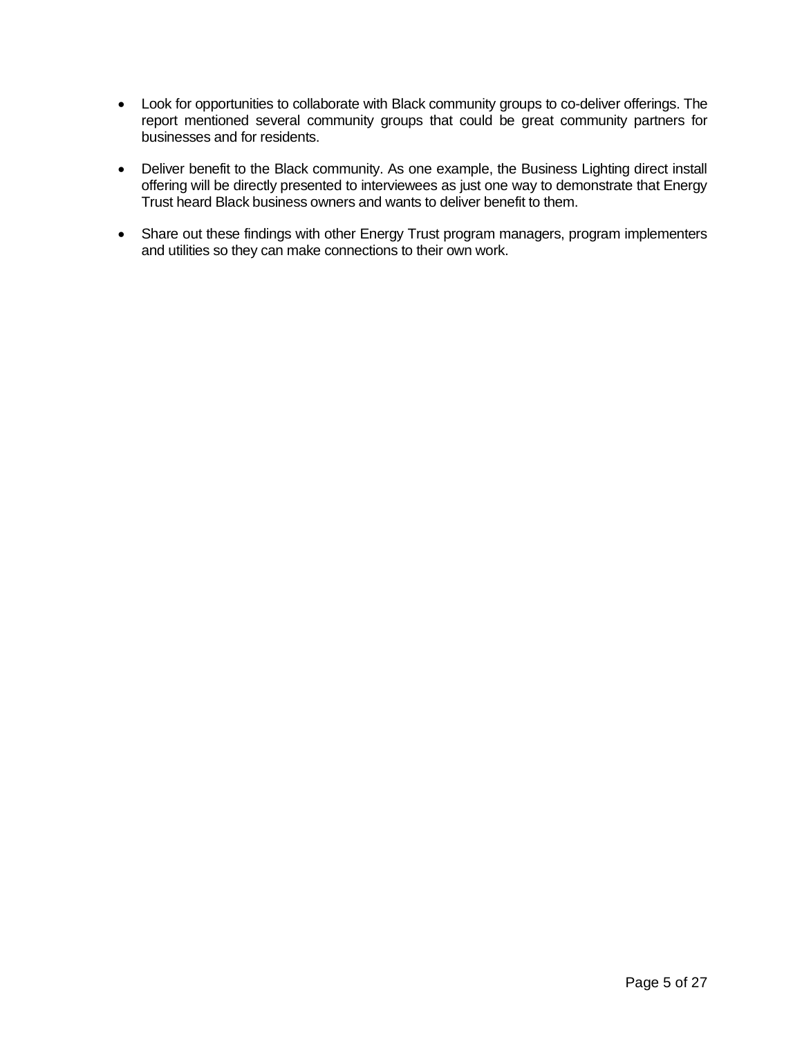- Look for opportunities to collaborate with Black community groups to co-deliver offerings. The report mentioned several community groups that could be great community partners for businesses and for residents.

- Deliver benefit to the Black community. As one example, the Business Lighting direct install offering will be directly presented to interviewees as just one way to demonstrate that Energy Trust heard Black business owners and wants to deliver benefit to them.

- Share out these findings with other Energy Trust program managers, program implementers and utilities so they can make connections to their own work.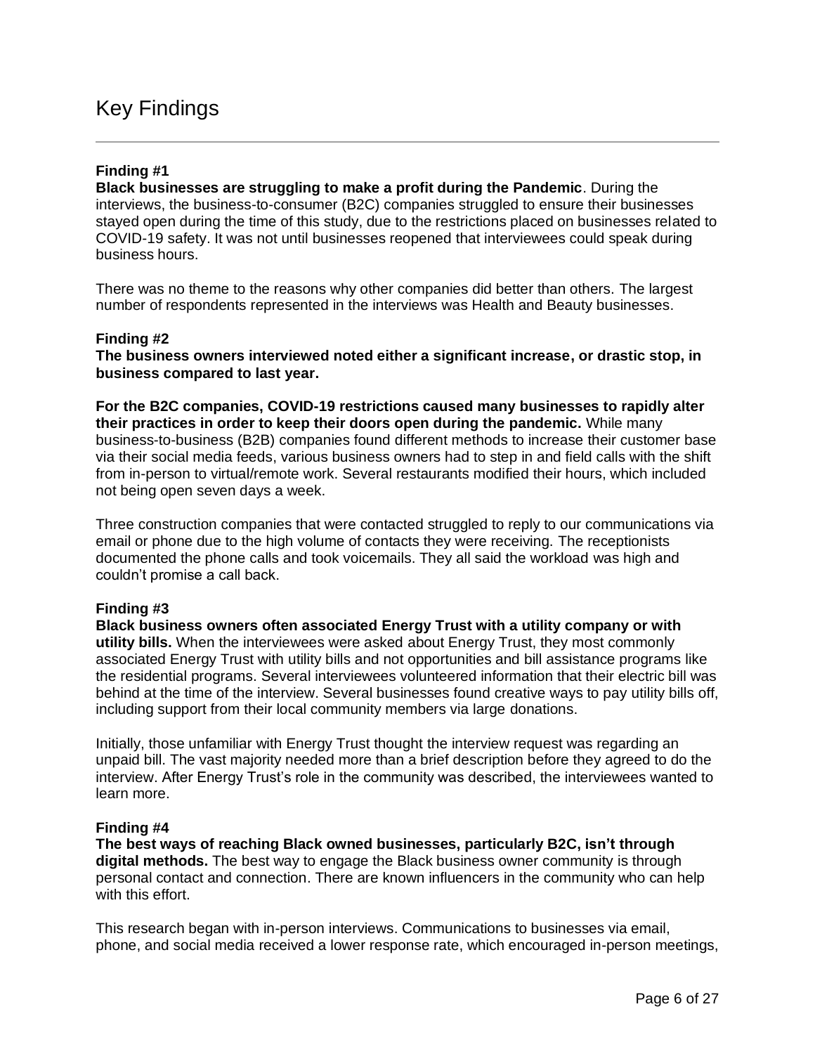# Key Findings

**Finding #1**
**Black businesses are struggling to make a profit during the Pandemic**. During the interviews, the business-to-consumer (B2C) companies struggled to ensure their businesses stayed open during the time of this study, due to the restrictions placed on businesses related to COVID-19 safety. It was not until businesses reopened that interviewees could speak during business hours.

There was no theme to the reasons why other companies did better than others. The largest number of respondents represented in the interviews was Health and Beauty businesses.

**Finding #2**
**The business owners interviewed noted either a significant increase, or drastic stop, in business compared to last year.**

**For the B2C companies, COVID-19 restrictions caused many businesses to rapidly alter their practices in order to keep their doors open during the pandemic.** While many business-to-business (B2B) companies found different methods to increase their customer base via their social media feeds, various business owners had to step in and field calls with the shift from in-person to virtual/remote work. Several restaurants modified their hours, which included not being open seven days a week.

Three construction companies that were contacted struggled to reply to our communications via email or phone due to the high volume of contacts they were receiving. The receptionists documented the phone calls and took voicemails. They all said the workload was high and couldn't promise a call back.

**Finding #3**
**Black business owners often associated Energy Trust with a utility company or with utility bills.** When the interviewees were asked about Energy Trust, they most commonly associated Energy Trust with utility bills and not opportunities and bill assistance programs like the residential programs. Several interviewees volunteered information that their electric bill was behind at the time of the interview. Several businesses found creative ways to pay utility bills off, including support from their local community members via large donations.

Initially, those unfamiliar with Energy Trust thought the interview request was regarding an unpaid bill. The vast majority needed more than a brief description before they agreed to do the interview. After Energy Trust's role in the community was described, the interviewees wanted to learn more.

**Finding #4**
**The best ways of reaching Black owned businesses, particularly B2C, isn't through digital methods.** The best way to engage the Black business owner community is through personal contact and connection. There are known influencers in the community who can help with this effort.

This research began with in-person interviews. Communications to businesses via email, phone, and social media received a lower response rate, which encouraged in-person meetings,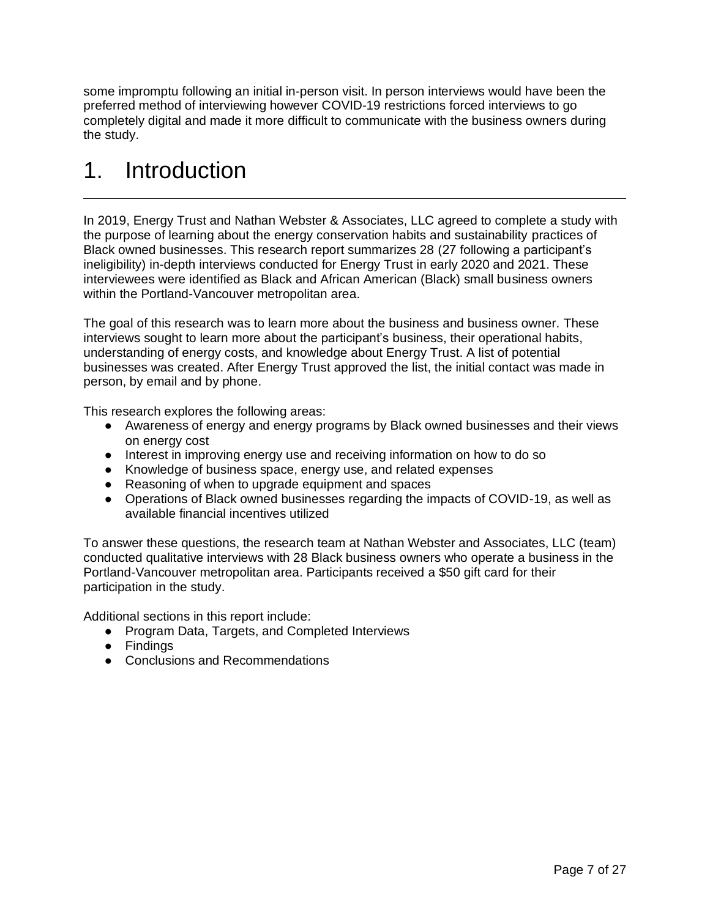some impromptu following an initial in-person visit. In person interviews would have been the preferred method of interviewing however COVID-19 restrictions forced interviews to go completely digital and made it more difficult to communicate with the business owners during the study.

# 1. Introduction

In 2019, Energy Trust and Nathan Webster & Associates, LLC agreed to complete a study with the purpose of learning about the energy conservation habits and sustainability practices of Black owned businesses. This research report summarizes 28 (27 following a participant's ineligibility) in-depth interviews conducted for Energy Trust in early 2020 and 2021. These interviewees were identified as Black and African American (Black) small business owners within the Portland-Vancouver metropolitan area.

The goal of this research was to learn more about the business and business owner. These interviews sought to learn more about the participant's business, their operational habits, understanding of energy costs, and knowledge about Energy Trust. A list of potential businesses was created. After Energy Trust approved the list, the initial contact was made in person, by email and by phone.

This research explores the following areas:

- Awareness of energy and energy programs by Black owned businesses and their views on energy cost
- Interest in improving energy use and receiving information on how to do so
- Knowledge of business space, energy use, and related expenses
- Reasoning of when to upgrade equipment and spaces
- Operations of Black owned businesses regarding the impacts of COVID-19, as well as available financial incentives utilized

To answer these questions, the research team at Nathan Webster and Associates, LLC (team) conducted qualitative interviews with 28 Black business owners who operate a business in the Portland-Vancouver metropolitan area. Participants received a $50 gift card for their participation in the study.

Additional sections in this report include:

- Program Data, Targets, and Completed Interviews
- Findings
- Conclusions and Recommendations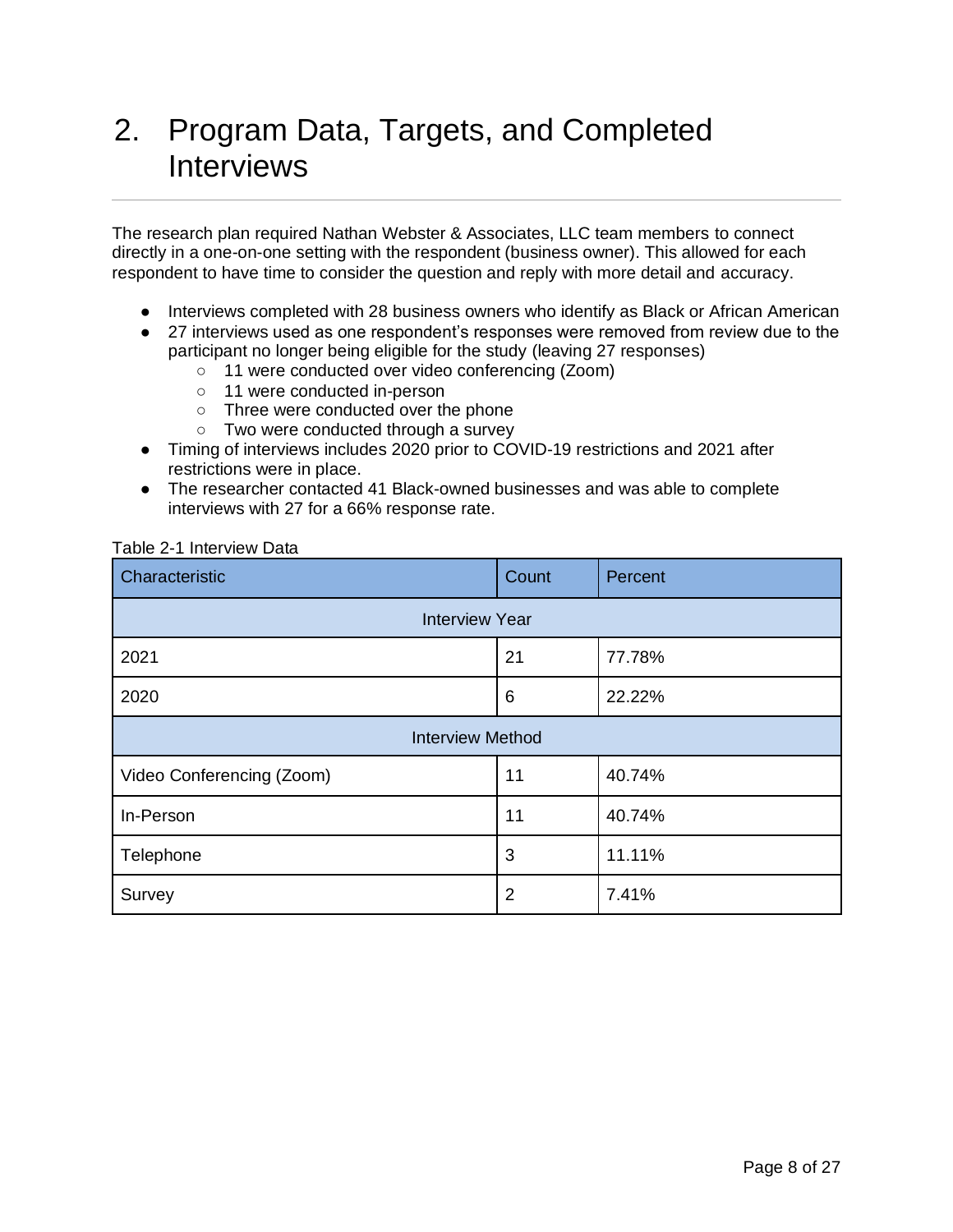# 2. Program Data, Targets, and Completed Interviews

The research plan required Nathan Webster & Associates, LLC team members to connect directly in a one-on-one setting with the respondent (business owner). This allowed for each respondent to have time to consider the question and reply with more detail and accuracy.

- Interviews completed with 28 business owners who identify as Black or African American
- 27 interviews used as one respondent's responses were removed from review due to the participant no longer being eligible for the study (leaving 27 responses)
  - 11 were conducted over video conferencing (Zoom)
  - 11 were conducted in-person
  - Three were conducted over the phone
  - Two were conducted through a survey
- Timing of interviews includes 2020 prior to COVID-19 restrictions and 2021 after restrictions were in place.
- The researcher contacted 41 Black-owned businesses and was able to complete interviews with 27 for a 66% response rate.

Table 2-1 Interview Data

| Characteristic | Count | Percent |
|---|---|---|
| Interview Year | | |
| 2021 | 21 | 77.78% |
| 2020 | 6 | 22.22% |
| Interview Method | | |
| Video Conferencing (Zoom) | 11 | 40.74% |
| In-Person | 11 | 40.74% |
| Telephone | 3 | 11.11% |
| Survey | 2 | 7.41% |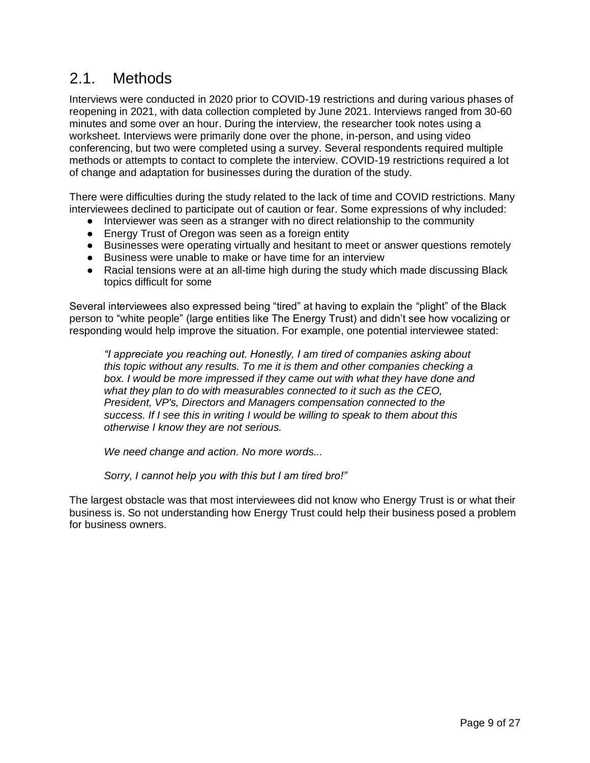## 2.1. Methods

Interviews were conducted in 2020 prior to COVID-19 restrictions and during various phases of reopening in 2021, with data collection completed by June 2021. Interviews ranged from 30-60 minutes and some over an hour. During the interview, the researcher took notes using a worksheet. Interviews were primarily done over the phone, in-person, and using video conferencing, but two were completed using a survey. Several respondents required multiple methods or attempts to contact to complete the interview. COVID-19 restrictions required a lot of change and adaptation for businesses during the duration of the study.

There were difficulties during the study related to the lack of time and COVID restrictions. Many interviewees declined to participate out of caution or fear. Some expressions of why included:

- Interviewer was seen as a stranger with no direct relationship to the community
- Energy Trust of Oregon was seen as a foreign entity
- Businesses were operating virtually and hesitant to meet or answer questions remotely
- Business were unable to make or have time for an interview
- Racial tensions were at an all-time high during the study which made discussing Black topics difficult for some

Several interviewees also expressed being "tired" at having to explain the "plight" of the Black person to "white people" (large entities like The Energy Trust) and didn't see how vocalizing or responding would help improve the situation. For example, one potential interviewee stated:

> *"I appreciate you reaching out. Honestly, I am tired of companies asking about this topic without any results. To me it is them and other companies checking a box. I would be more impressed if they came out with what they have done and what they plan to do with measurables connected to it such as the CEO, President, VP's, Directors and Managers compensation connected to the success. If I see this in writing I would be willing to speak to them about this otherwise I know they are not serious.*
>
> *We need change and action. No more words...*
>
> *Sorry, I cannot help you with this but I am tired bro!"*

The largest obstacle was that most interviewees did not know who Energy Trust is or what their business is. So not understanding how Energy Trust could help their business posed a problem for business owners.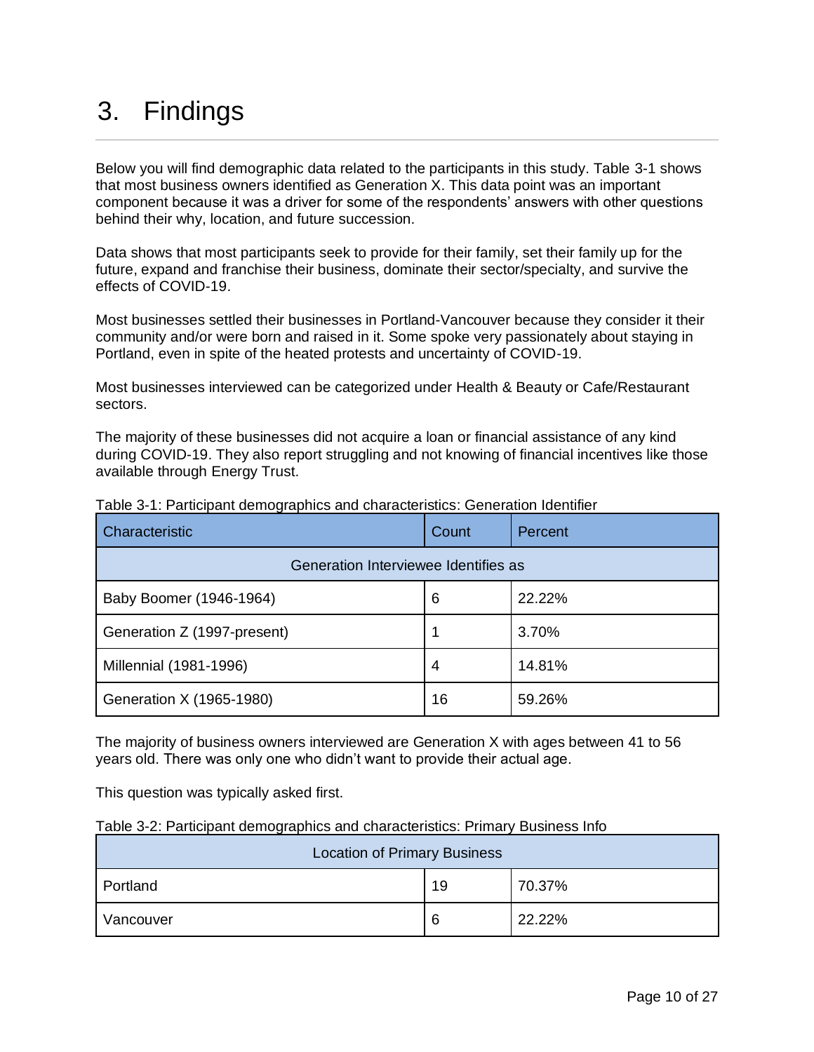# 3. Findings

Below you will find demographic data related to the participants in this study. Table 3-1 shows that most business owners identified as Generation X. This data point was an important component because it was a driver for some of the respondents' answers with other questions behind their why, location, and future succession.

Data shows that most participants seek to provide for their family, set their family up for the future, expand and franchise their business, dominate their sector/specialty, and survive the effects of COVID-19.

Most businesses settled their businesses in Portland-Vancouver because they consider it their community and/or were born and raised in it. Some spoke very passionately about staying in Portland, even in spite of the heated protests and uncertainty of COVID-19.

Most businesses interviewed can be categorized under Health & Beauty or Cafe/Restaurant sectors.

The majority of these businesses did not acquire a loan or financial assistance of any kind during COVID-19. They also report struggling and not knowing of financial incentives like those available through Energy Trust.

Table 3-1: Participant demographics and characteristics: Generation Identifier

| Characteristic | Count | Percent |
|---|---|---|
| Generation Interviewee Identifies as | | |
| Baby Boomer (1946-1964) | 6 | 22.22% |
| Generation Z (1997-present) | 1 | 3.70% |
| Millennial (1981-1996) | 4 | 14.81% |
| Generation X (1965-1980) | 16 | 59.26% |

The majority of business owners interviewed are Generation X with ages between 41 to 56 years old. There was only one who didn't want to provide their actual age.

This question was typically asked first.

Table 3-2: Participant demographics and characteristics: Primary Business Info

| Location of Primary Business | | |
|---|---|---|
| Portland | 19 | 70.37% |
| Vancouver | 6 | 22.22% |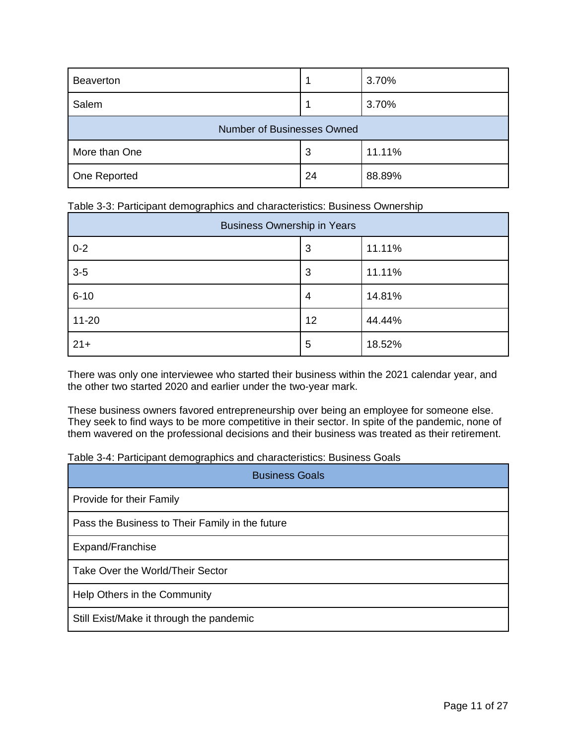| Beaverton | 1 | 3.70% |
| --- | --- | --- |
| Salem | 1 | 3.70% |
| Number of Businesses Owned | | |
| More than One | 3 | 11.11% |
| One Reported | 24 | 88.89% |

Table 3-3: Participant demographics and characteristics: Business Ownership

| Business Ownership in Years | | |
| --- | --- | --- |
| 0-2 | 3 | 11.11% |
| 3-5 | 3 | 11.11% |
| 6-10 | 4 | 14.81% |
| 11-20 | 12 | 44.44% |
| 21+ | 5 | 18.52% |

There was only one interviewee who started their business within the 2021 calendar year, and the other two started 2020 and earlier under the two-year mark.

These business owners favored entrepreneurship over being an employee for someone else. They seek to find ways to be more competitive in their sector. In spite of the pandemic, none of them wavered on the professional decisions and their business was treated as their retirement.

Table 3-4: Participant demographics and characteristics: Business Goals

| Business Goals |
| --- |
| Provide for their Family |
| Pass the Business to Their Family in the future |
| Expand/Franchise |
| Take Over the World/Their Sector |
| Help Others in the Community |
| Still Exist/Make it through the pandemic |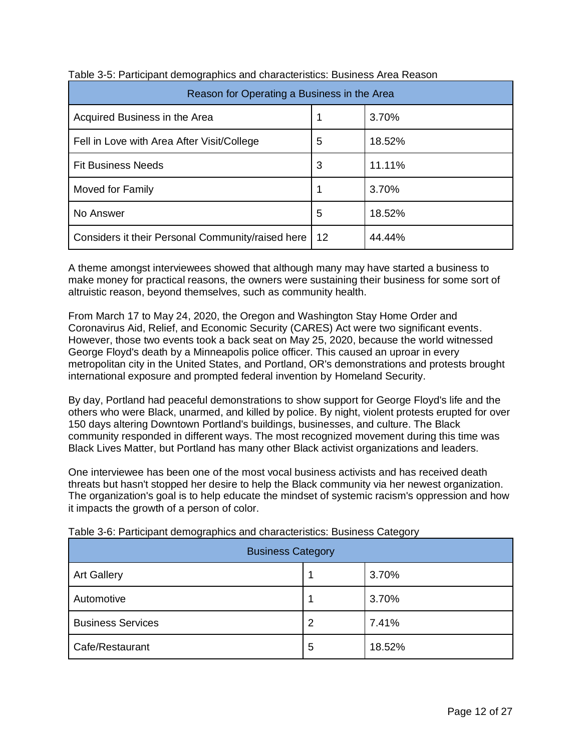Table 3-5: Participant demographics and characteristics: Business Area Reason

| Reason for Operating a Business in the Area | | |
|---|---|---|
| Acquired Business in the Area | 1 | 3.70% |
| Fell in Love with Area After Visit/College | 5 | 18.52% |
| Fit Business Needs | 3 | 11.11% |
| Moved for Family | 1 | 3.70% |
| No Answer | 5 | 18.52% |
| Considers it their Personal Community/raised here | 12 | 44.44% |

A theme amongst interviewees showed that although many may have started a business to make money for practical reasons, the owners were sustaining their business for some sort of altruistic reason, beyond themselves, such as community health.

From March 17 to May 24, 2020, the Oregon and Washington Stay Home Order and Coronavirus Aid, Relief, and Economic Security (CARES) Act were two significant events. However, those two events took a back seat on May 25, 2020, because the world witnessed George Floyd's death by a Minneapolis police officer. This caused an uproar in every metropolitan city in the United States, and Portland, OR's demonstrations and protests brought international exposure and prompted federal invention by Homeland Security.

By day, Portland had peaceful demonstrations to show support for George Floyd's life and the others who were Black, unarmed, and killed by police. By night, violent protests erupted for over 150 days altering Downtown Portland's buildings, businesses, and culture. The Black community responded in different ways. The most recognized movement during this time was Black Lives Matter, but Portland has many other Black activist organizations and leaders.

One interviewee has been one of the most vocal business activists and has received death threats but hasn't stopped her desire to help the Black community via her newest organization. The organization's goal is to help educate the mindset of systemic racism's oppression and how it impacts the growth of a person of color.

Table 3-6: Participant demographics and characteristics: Business Category

| Business Category | | |
|---|---|---|
| Art Gallery | 1 | 3.70% |
| Automotive | 1 | 3.70% |
| Business Services | 2 | 7.41% |
| Cafe/Restaurant | 5 | 18.52% |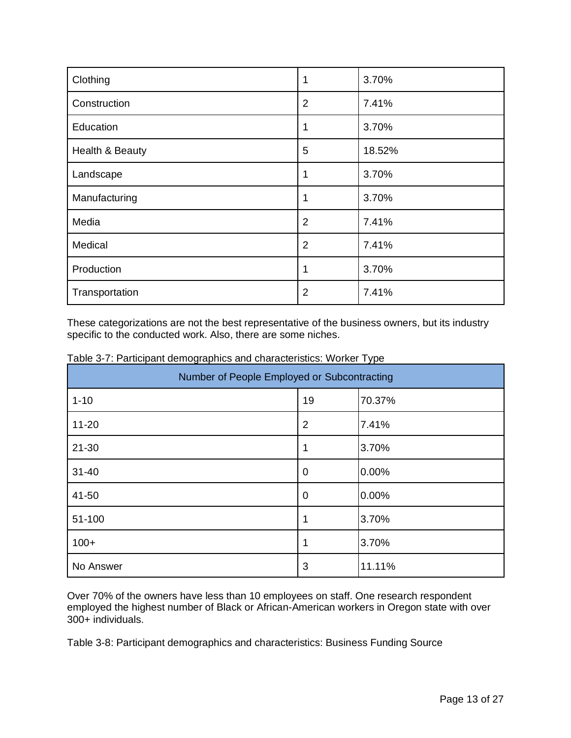| Clothing | 1 | 3.70% |
|---|---|---|
| Construction | 2 | 7.41% |
| Education | 1 | 3.70% |
| Health & Beauty | 5 | 18.52% |
| Landscape | 1 | 3.70% |
| Manufacturing | 1 | 3.70% |
| Media | 2 | 7.41% |
| Medical | 2 | 7.41% |
| Production | 1 | 3.70% |
| Transportation | 2 | 7.41% |

These categorizations are not the best representative of the business owners, but its industry specific to the conducted work. Also, there are some niches.

Table 3-7: Participant demographics and characteristics: Worker Type

| Number of People Employed or Subcontracting | | |
|---|---|---|
| 1-10 | 19 | 70.37% |
| 11-20 | 2 | 7.41% |
| 21-30 | 1 | 3.70% |
| 31-40 | 0 | 0.00% |
| 41-50 | 0 | 0.00% |
| 51-100 | 1 | 3.70% |
| 100+ | 1 | 3.70% |
| No Answer | 3 | 11.11% |

Over 70% of the owners have less than 10 employees on staff. One research respondent employed the highest number of Black or African-American workers in Oregon state with over 300+ individuals.

Table 3-8: Participant demographics and characteristics: Business Funding Source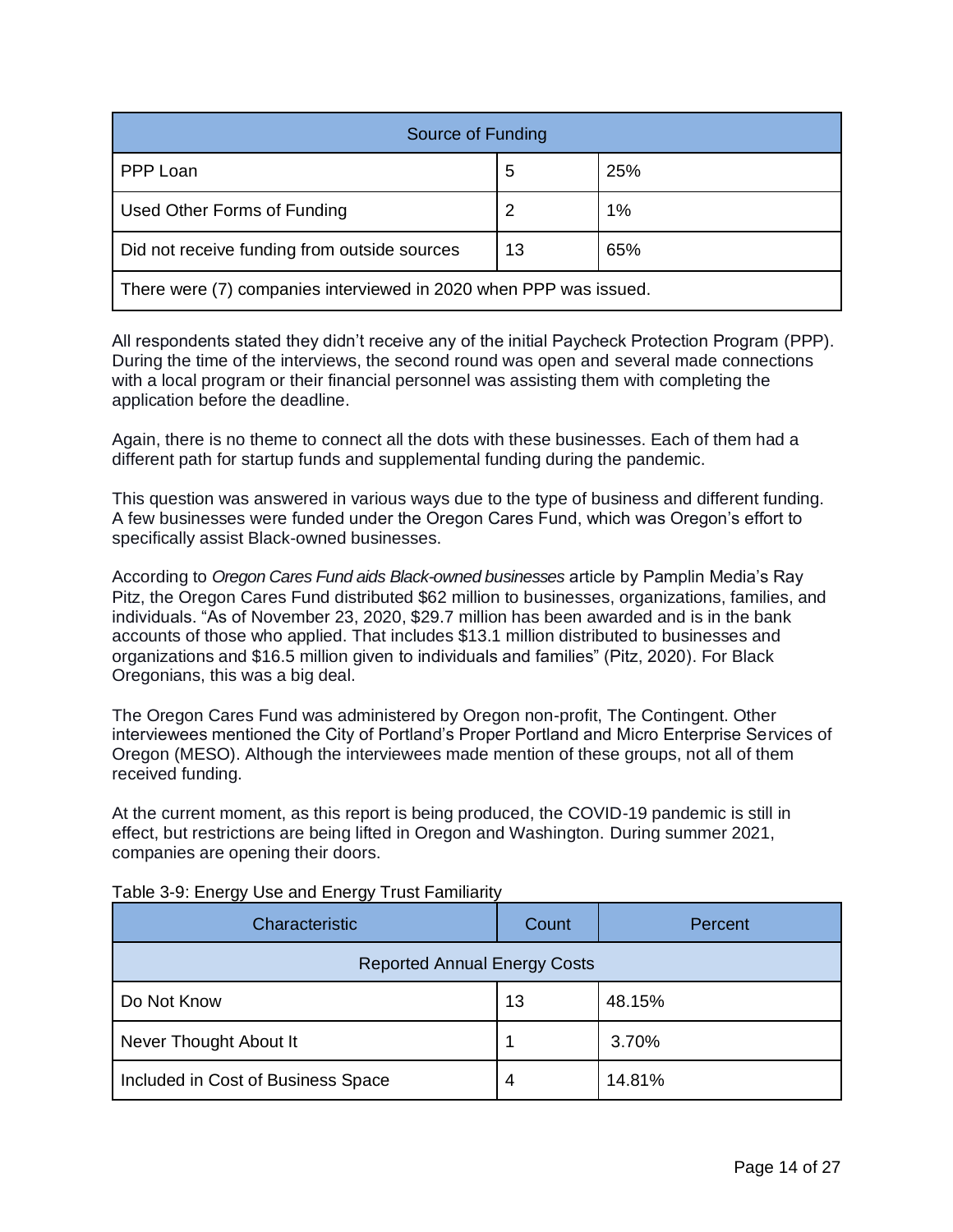| Source of Funding | | |
|---|---|---|
| PPP Loan | 5 | 25% |
| Used Other Forms of Funding | 2 | 1% |
| Did not receive funding from outside sources | 13 | 65% |
| There were (7) companies interviewed in 2020 when PPP was issued. | | |

All respondents stated they didn't receive any of the initial Paycheck Protection Program (PPP). During the time of the interviews, the second round was open and several made connections with a local program or their financial personnel was assisting them with completing the application before the deadline.

Again, there is no theme to connect all the dots with these businesses. Each of them had a different path for startup funds and supplemental funding during the pandemic.

This question was answered in various ways due to the type of business and different funding. A few businesses were funded under the Oregon Cares Fund, which was Oregon's effort to specifically assist Black-owned businesses.

According to *Oregon Cares Fund aids Black-owned businesses* article by Pamplin Media's Ray Pitz, the Oregon Cares Fund distributed $62 million to businesses, organizations, families, and individuals. "As of November 23, 2020, $29.7 million has been awarded and is in the bank accounts of those who applied. That includes $13.1 million distributed to businesses and organizations and $16.5 million given to individuals and families" (Pitz, 2020). For Black Oregonians, this was a big deal.

The Oregon Cares Fund was administered by Oregon non-profit, The Contingent. Other interviewees mentioned the City of Portland's Proper Portland and Micro Enterprise Services of Oregon (MESO). Although the interviewees made mention of these groups, not all of them received funding.

At the current moment, as this report is being produced, the COVID-19 pandemic is still in effect, but restrictions are being lifted in Oregon and Washington. During summer 2021, companies are opening their doors.

Table 3-9: Energy Use and Energy Trust Familiarity

| Characteristic | Count | Percent |
|---|---|---|
| Reported Annual Energy Costs | | |
| Do Not Know | 13 | 48.15% |
| Never Thought About It | 1 | 3.70% |
| Included in Cost of Business Space | 4 | 14.81% |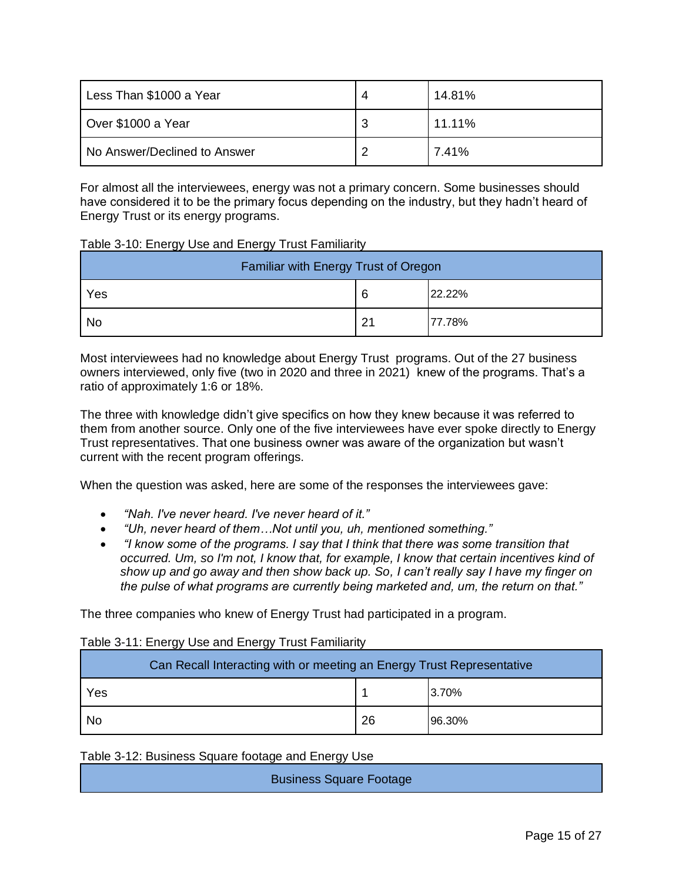| Less Than $1000 a Year | 4 | 14.81% |
| --- | --- | --- |
| Over $1000 a Year | 3 | 11.11% |
| No Answer/Declined to Answer | 2 | 7.41% |

For almost all the interviewees, energy was not a primary concern. Some businesses should have considered it to be the primary focus depending on the industry, but they hadn't heard of Energy Trust or its energy programs.

Table 3-10: Energy Use and Energy Trust Familiarity

| Familiar with Energy Trust of Oregon | | |
| --- | --- | --- |
| Yes | 6 | 22.22% |
| No | 21 | 77.78% |

Most interviewees had no knowledge about Energy Trust programs. Out of the 27 business owners interviewed, only five (two in 2020 and three in 2021) knew of the programs. That's a ratio of approximately 1:6 or 18%.

The three with knowledge didn't give specifics on how they knew because it was referred to them from another source. Only one of the five interviewees have ever spoke directly to Energy Trust representatives. That one business owner was aware of the organization but wasn't current with the recent program offerings.

When the question was asked, here are some of the responses the interviewees gave:

- *"Nah. I've never heard. I've never heard of it."*
- *"Uh, never heard of them…Not until you, uh, mentioned something."*
- *"I know some of the programs. I say that I think that there was some transition that occurred. Um, so I'm not, I know that, for example, I know that certain incentives kind of show up and go away and then show back up. So, I can't really say I have my finger on the pulse of what programs are currently being marketed and, um, the return on that."*

The three companies who knew of Energy Trust had participated in a program.

Table 3-11: Energy Use and Energy Trust Familiarity

| Can Recall Interacting with or meeting an Energy Trust Representative | | |
| --- | --- | --- |
| Yes | 1 | 3.70% |
| No | 26 | 96.30% |

Table 3-12: Business Square footage and Energy Use

| Business Square Footage |
| --- |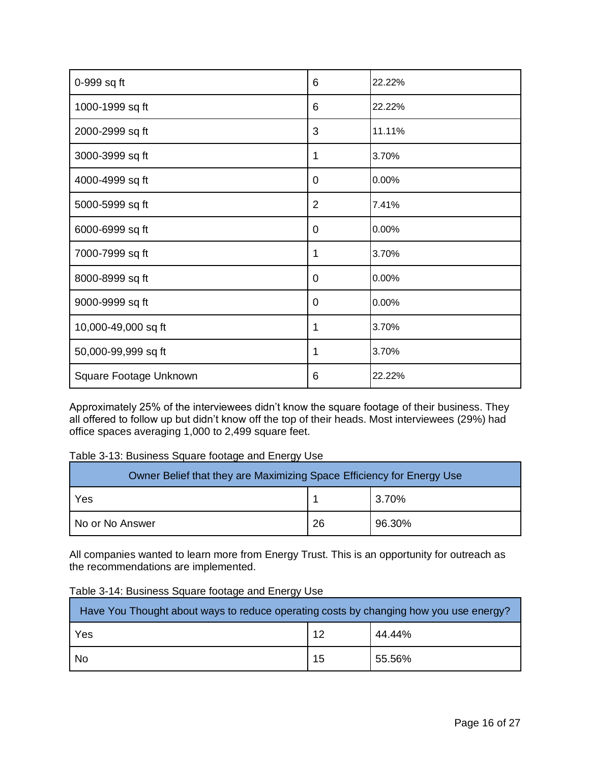| 0-999 sq ft | 6 | 22.22% |
|---|---|---|
| 1000-1999 sq ft | 6 | 22.22% |
| 2000-2999 sq ft | 3 | 11.11% |
| 3000-3999 sq ft | 1 | 3.70% |
| 4000-4999 sq ft | 0 | 0.00% |
| 5000-5999 sq ft | 2 | 7.41% |
| 6000-6999 sq ft | 0 | 0.00% |
| 7000-7999 sq ft | 1 | 3.70% |
| 8000-8999 sq ft | 0 | 0.00% |
| 9000-9999 sq ft | 0 | 0.00% |
| 10,000-49,000 sq ft | 1 | 3.70% |
| 50,000-99,999 sq ft | 1 | 3.70% |
| Square Footage Unknown | 6 | 22.22% |

Approximately 25% of the interviewees didn't know the square footage of their business. They all offered to follow up but didn't know off the top of their heads. Most interviewees (29%) had office spaces averaging 1,000 to 2,499 square feet.

Table 3-13: Business Square footage and Energy Use

| Owner Belief that they are Maximizing Space Efficiency for Energy Use | | |
|---|---|---|
| Yes | 1 | 3.70% |
| No or No Answer | 26 | 96.30% |

All companies wanted to learn more from Energy Trust. This is an opportunity for outreach as the recommendations are implemented.

Table 3-14: Business Square footage and Energy Use

| Have You Thought about ways to reduce operating costs by changing how you use energy? | | |
|---|---|---|
| Yes | 12 | 44.44% |
| No | 15 | 55.56% |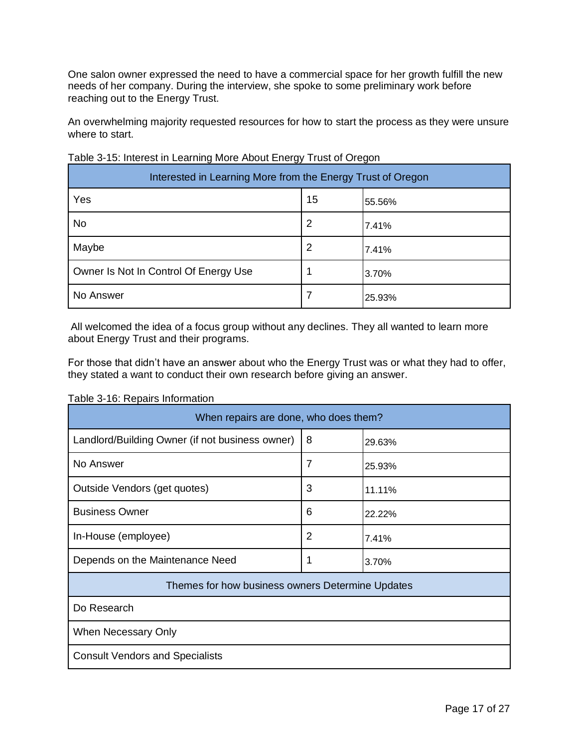One salon owner expressed the need to have a commercial space for her growth fulfill the new needs of her company. During the interview, she spoke to some preliminary work before reaching out to the Energy Trust.

An overwhelming majority requested resources for how to start the process as they were unsure where to start.

Table 3-15: Interest in Learning More About Energy Trust of Oregon

| Interested in Learning More from the Energy Trust of Oregon | | |
|---|---|---|
| Yes | 15 | 55.56% |
| No | 2 | 7.41% |
| Maybe | 2 | 7.41% |
| Owner Is Not In Control Of Energy Use | 1 | 3.70% |
| No Answer | 7 | 25.93% |

All welcomed the idea of a focus group without any declines. They all wanted to learn more about Energy Trust and their programs.

For those that didn't have an answer about who the Energy Trust was or what they had to offer, they stated a want to conduct their own research before giving an answer.

Table 3-16: Repairs Information

| When repairs are done, who does them? | | |
|---|---|---|
| Landlord/Building Owner (if not business owner) | 8 | 29.63% |
| No Answer | 7 | 25.93% |
| Outside Vendors (get quotes) | 3 | 11.11% |
| Business Owner | 6 | 22.22% |
| In-House (employee) | 2 | 7.41% |
| Depends on the Maintenance Need | 1 | 3.70% |
| **Themes for how business owners Determine Updates** | | |
| Do Research | | |
| When Necessary Only | | |
| Consult Vendors and Specialists | | |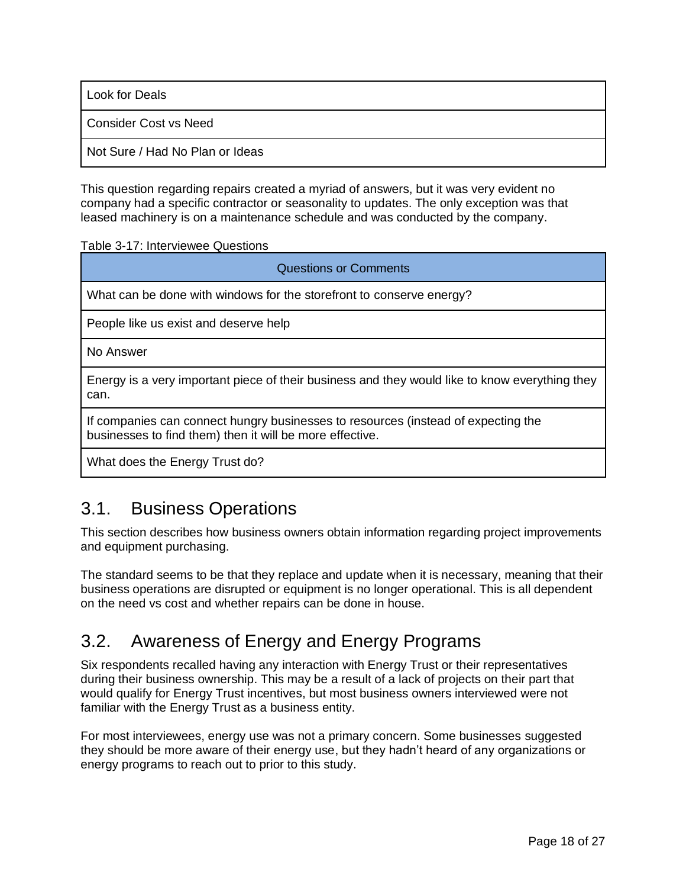| |
|---|
| Look for Deals |
| Consider Cost vs Need |
| Not Sure / Had No Plan or Ideas |

This question regarding repairs created a myriad of answers, but it was very evident no company had a specific contractor or seasonality to updates. The only exception was that leased machinery is on a maintenance schedule and was conducted by the company.

Table 3-17: Interviewee Questions

| Questions or Comments |
|---|
| What can be done with windows for the storefront to conserve energy? |
| People like us exist and deserve help |
| No Answer |
| Energy is a very important piece of their business and they would like to know everything they can. |
| If companies can connect hungry businesses to resources (instead of expecting the businesses to find them) then it will be more effective. |
| What does the Energy Trust do? |

## 3.1. Business Operations

This section describes how business owners obtain information regarding project improvements and equipment purchasing.

The standard seems to be that they replace and update when it is necessary, meaning that their business operations are disrupted or equipment is no longer operational. This is all dependent on the need vs cost and whether repairs can be done in house.

## 3.2. Awareness of Energy and Energy Programs

Six respondents recalled having any interaction with Energy Trust or their representatives during their business ownership. This may be a result of a lack of projects on their part that would qualify for Energy Trust incentives, but most business owners interviewed were not familiar with the Energy Trust as a business entity.

For most interviewees, energy use was not a primary concern. Some businesses suggested they should be more aware of their energy use, but they hadn't heard of any organizations or energy programs to reach out to prior to this study.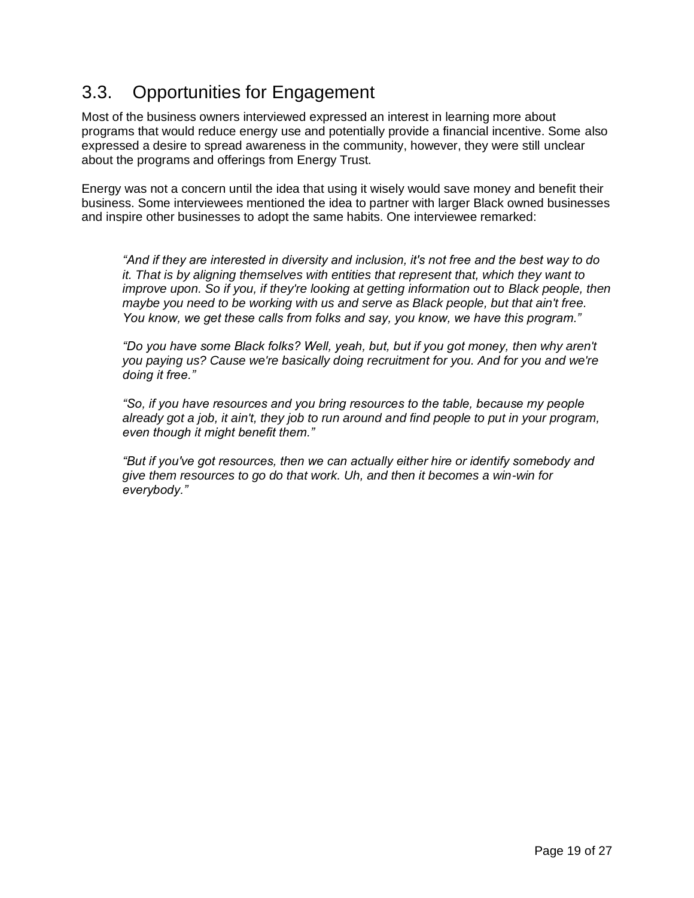## 3.3. Opportunities for Engagement

Most of the business owners interviewed expressed an interest in learning more about programs that would reduce energy use and potentially provide a financial incentive. Some also expressed a desire to spread awareness in the community, however, they were still unclear about the programs and offerings from Energy Trust.

Energy was not a concern until the idea that using it wisely would save money and benefit their business. Some interviewees mentioned the idea to partner with larger Black owned businesses and inspire other businesses to adopt the same habits. One interviewee remarked:

> *“And if they are interested in diversity and inclusion, it's not free and the best way to do it. That is by aligning themselves with entities that represent that, which they want to improve upon. So if you, if they're looking at getting information out to Black people, then maybe you need to be working with us and serve as Black people, but that ain't free. You know, we get these calls from folks and say, you know, we have this program.”*
>
> *“Do you have some Black folks? Well, yeah, but, but if you got money, then why aren't you paying us? Cause we're basically doing recruitment for you. And for you and we're doing it free.”*
>
> *“So, if you have resources and you bring resources to the table, because my people already got a job, it ain't, they job to run around and find people to put in your program, even though it might benefit them.”*
>
> *“But if you've got resources, then we can actually either hire or identify somebody and give them resources to go do that work. Uh, and then it becomes a win-win for everybody.”*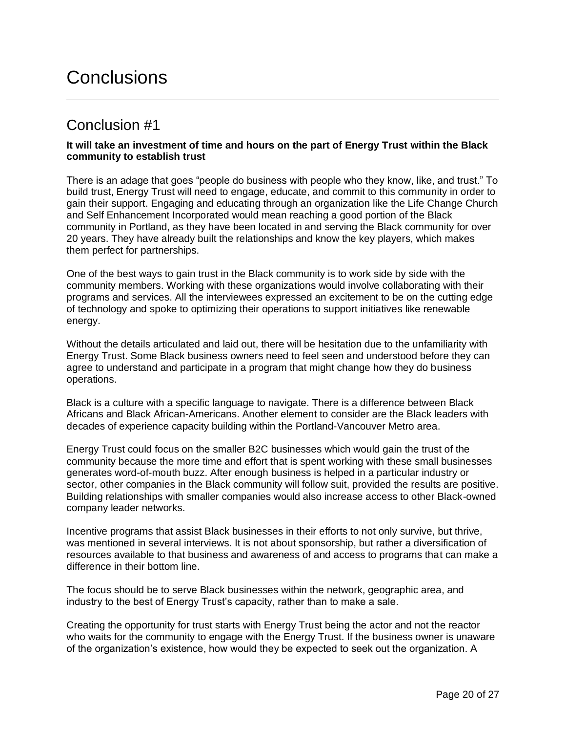# Conclusions

## Conclusion #1

**It will take an investment of time and hours on the part of Energy Trust within the Black community to establish trust**

There is an adage that goes "people do business with people who they know, like, and trust." To build trust, Energy Trust will need to engage, educate, and commit to this community in order to gain their support. Engaging and educating through an organization like the Life Change Church and Self Enhancement Incorporated would mean reaching a good portion of the Black community in Portland, as they have been located in and serving the Black community for over 20 years. They have already built the relationships and know the key players, which makes them perfect for partnerships.

One of the best ways to gain trust in the Black community is to work side by side with the community members. Working with these organizations would involve collaborating with their programs and services. All the interviewees expressed an excitement to be on the cutting edge of technology and spoke to optimizing their operations to support initiatives like renewable energy.

Without the details articulated and laid out, there will be hesitation due to the unfamiliarity with Energy Trust. Some Black business owners need to feel seen and understood before they can agree to understand and participate in a program that might change how they do business operations.

Black is a culture with a specific language to navigate. There is a difference between Black Africans and Black African-Americans. Another element to consider are the Black leaders with decades of experience capacity building within the Portland-Vancouver Metro area.

Energy Trust could focus on the smaller B2C businesses which would gain the trust of the community because the more time and effort that is spent working with these small businesses generates word-of-mouth buzz. After enough business is helped in a particular industry or sector, other companies in the Black community will follow suit, provided the results are positive. Building relationships with smaller companies would also increase access to other Black-owned company leader networks.

Incentive programs that assist Black businesses in their efforts to not only survive, but thrive, was mentioned in several interviews. It is not about sponsorship, but rather a diversification of resources available to that business and awareness of and access to programs that can make a difference in their bottom line.

The focus should be to serve Black businesses within the network, geographic area, and industry to the best of Energy Trust's capacity, rather than to make a sale.

Creating the opportunity for trust starts with Energy Trust being the actor and not the reactor who waits for the community to engage with the Energy Trust. If the business owner is unaware of the organization's existence, how would they be expected to seek out the organization. A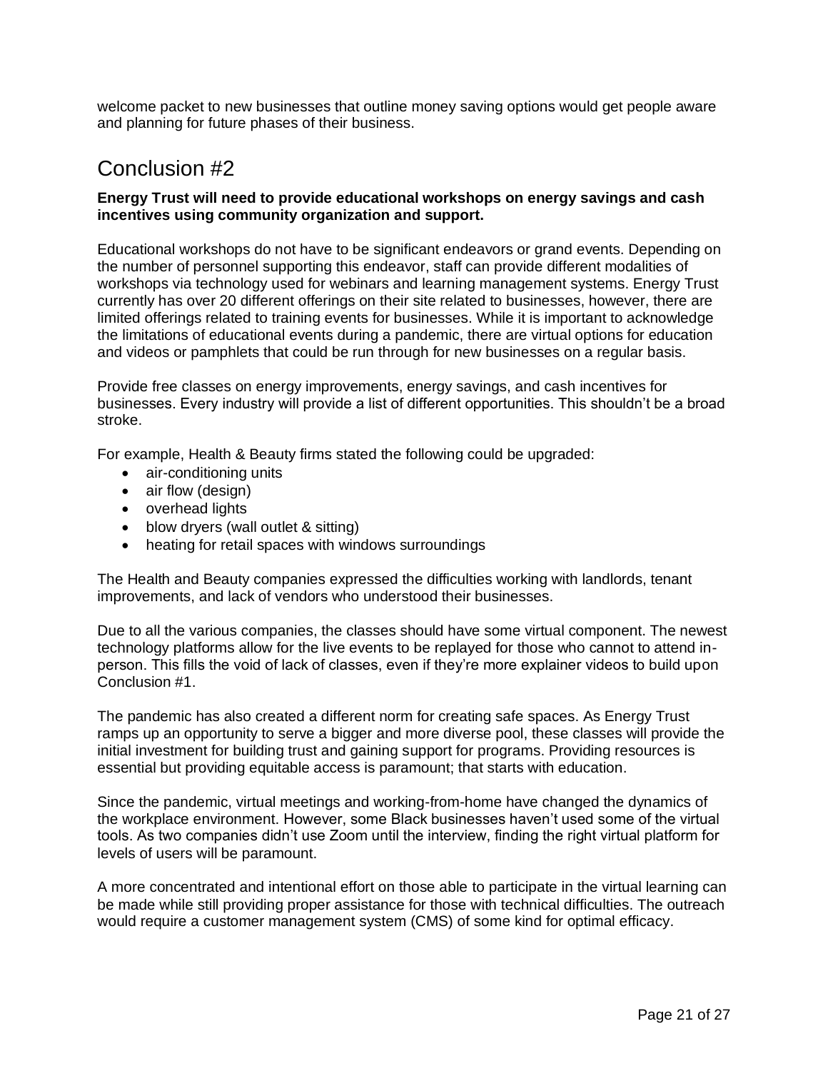welcome packet to new businesses that outline money saving options would get people aware and planning for future phases of their business.

## Conclusion #2

**Energy Trust will need to provide educational workshops on energy savings and cash incentives using community organization and support.**

Educational workshops do not have to be significant endeavors or grand events. Depending on the number of personnel supporting this endeavor, staff can provide different modalities of workshops via technology used for webinars and learning management systems. Energy Trust currently has over 20 different offerings on their site related to businesses, however, there are limited offerings related to training events for businesses. While it is important to acknowledge the limitations of educational events during a pandemic, there are virtual options for education and videos or pamphlets that could be run through for new businesses on a regular basis.

Provide free classes on energy improvements, energy savings, and cash incentives for businesses. Every industry will provide a list of different opportunities. This shouldn't be a broad stroke.

For example, Health & Beauty firms stated the following could be upgraded:

- air-conditioning units
- air flow (design)
- overhead lights
- blow dryers (wall outlet & sitting)
- heating for retail spaces with windows surroundings

The Health and Beauty companies expressed the difficulties working with landlords, tenant improvements, and lack of vendors who understood their businesses.

Due to all the various companies, the classes should have some virtual component. The newest technology platforms allow for the live events to be replayed for those who cannot to attend in-person. This fills the void of lack of classes, even if they're more explainer videos to build upon Conclusion #1.

The pandemic has also created a different norm for creating safe spaces. As Energy Trust ramps up an opportunity to serve a bigger and more diverse pool, these classes will provide the initial investment for building trust and gaining support for programs. Providing resources is essential but providing equitable access is paramount; that starts with education.

Since the pandemic, virtual meetings and working-from-home have changed the dynamics of the workplace environment. However, some Black businesses haven't used some of the virtual tools. As two companies didn't use Zoom until the interview, finding the right virtual platform for levels of users will be paramount.

A more concentrated and intentional effort on those able to participate in the virtual learning can be made while still providing proper assistance for those with technical difficulties. The outreach would require a customer management system (CMS) of some kind for optimal efficacy.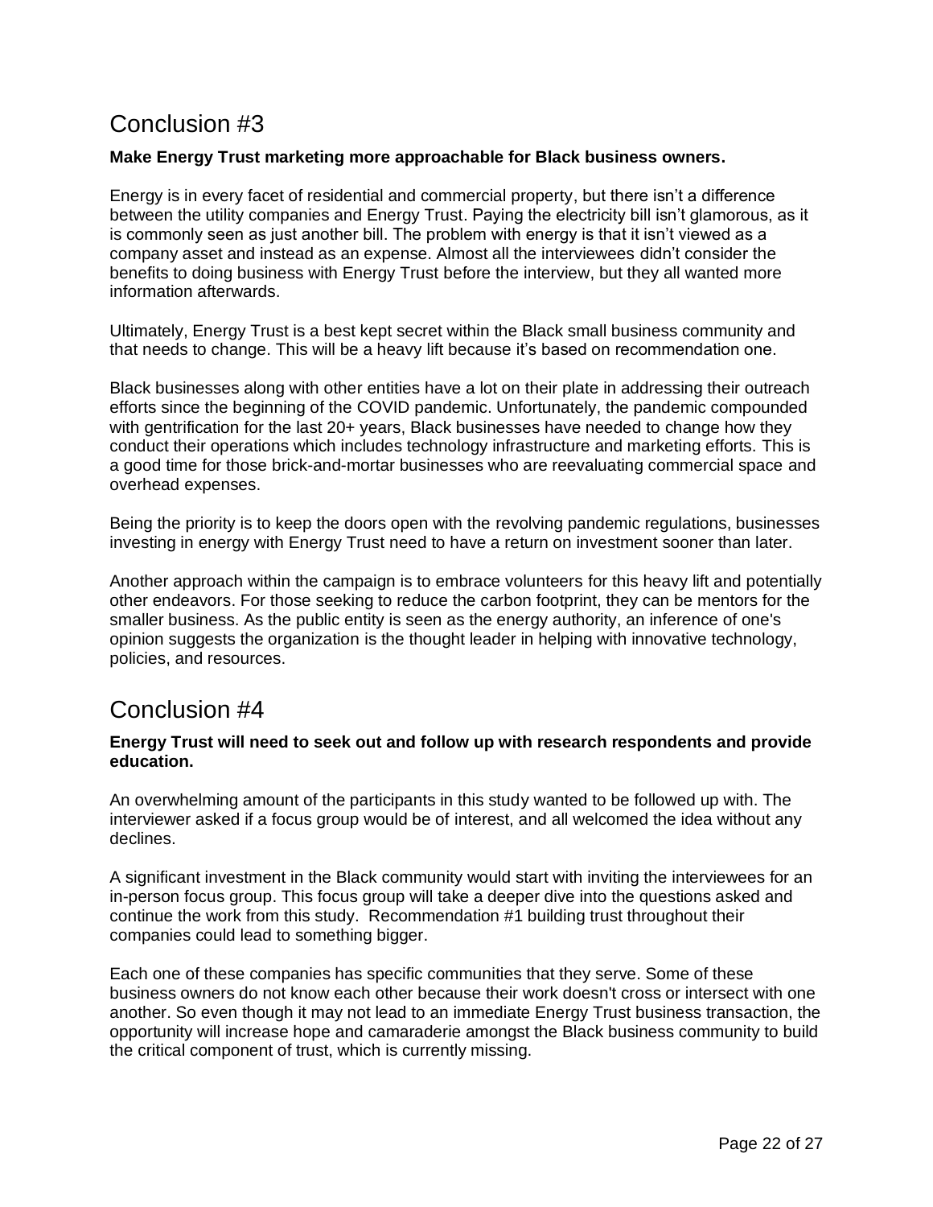# Conclusion #3

**Make Energy Trust marketing more approachable for Black business owners.**

Energy is in every facet of residential and commercial property, but there isn't a difference between the utility companies and Energy Trust. Paying the electricity bill isn't glamorous, as it is commonly seen as just another bill. The problem with energy is that it isn't viewed as a company asset and instead as an expense. Almost all the interviewees didn't consider the benefits to doing business with Energy Trust before the interview, but they all wanted more information afterwards.

Ultimately, Energy Trust is a best kept secret within the Black small business community and that needs to change. This will be a heavy lift because it's based on recommendation one.

Black businesses along with other entities have a lot on their plate in addressing their outreach efforts since the beginning of the COVID pandemic. Unfortunately, the pandemic compounded with gentrification for the last 20+ years, Black businesses have needed to change how they conduct their operations which includes technology infrastructure and marketing efforts. This is a good time for those brick-and-mortar businesses who are reevaluating commercial space and overhead expenses.

Being the priority is to keep the doors open with the revolving pandemic regulations, businesses investing in energy with Energy Trust need to have a return on investment sooner than later.

Another approach within the campaign is to embrace volunteers for this heavy lift and potentially other endeavors. For those seeking to reduce the carbon footprint, they can be mentors for the smaller business. As the public entity is seen as the energy authority, an inference of one's opinion suggests the organization is the thought leader in helping with innovative technology, policies, and resources.

# Conclusion #4

**Energy Trust will need to seek out and follow up with research respondents and provide education.**

An overwhelming amount of the participants in this study wanted to be followed up with. The interviewer asked if a focus group would be of interest, and all welcomed the idea without any declines.

A significant investment in the Black community would start with inviting the interviewees for an in-person focus group. This focus group will take a deeper dive into the questions asked and continue the work from this study. Recommendation #1 building trust throughout their companies could lead to something bigger.

Each one of these companies has specific communities that they serve. Some of these business owners do not know each other because their work doesn't cross or intersect with one another. So even though it may not lead to an immediate Energy Trust business transaction, the opportunity will increase hope and camaraderie amongst the Black business community to build the critical component of trust, which is currently missing.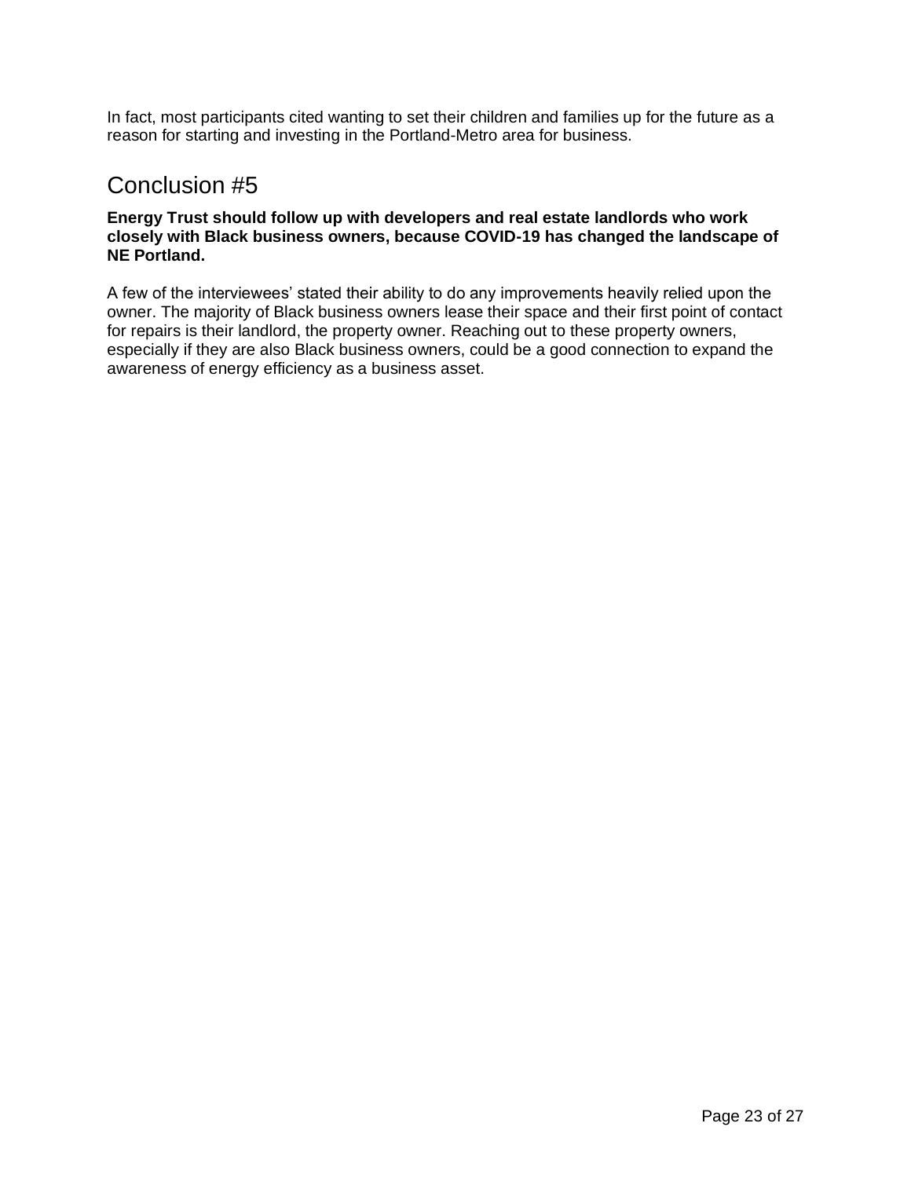In fact, most participants cited wanting to set their children and families up for the future as a reason for starting and investing in the Portland-Metro area for business.

## Conclusion #5

**Energy Trust should follow up with developers and real estate landlords who work closely with Black business owners, because COVID-19 has changed the landscape of NE Portland.**

A few of the interviewees' stated their ability to do any improvements heavily relied upon the owner. The majority of Black business owners lease their space and their first point of contact for repairs is their landlord, the property owner. Reaching out to these property owners, especially if they are also Black business owners, could be a good connection to expand the awareness of energy efficiency as a business asset.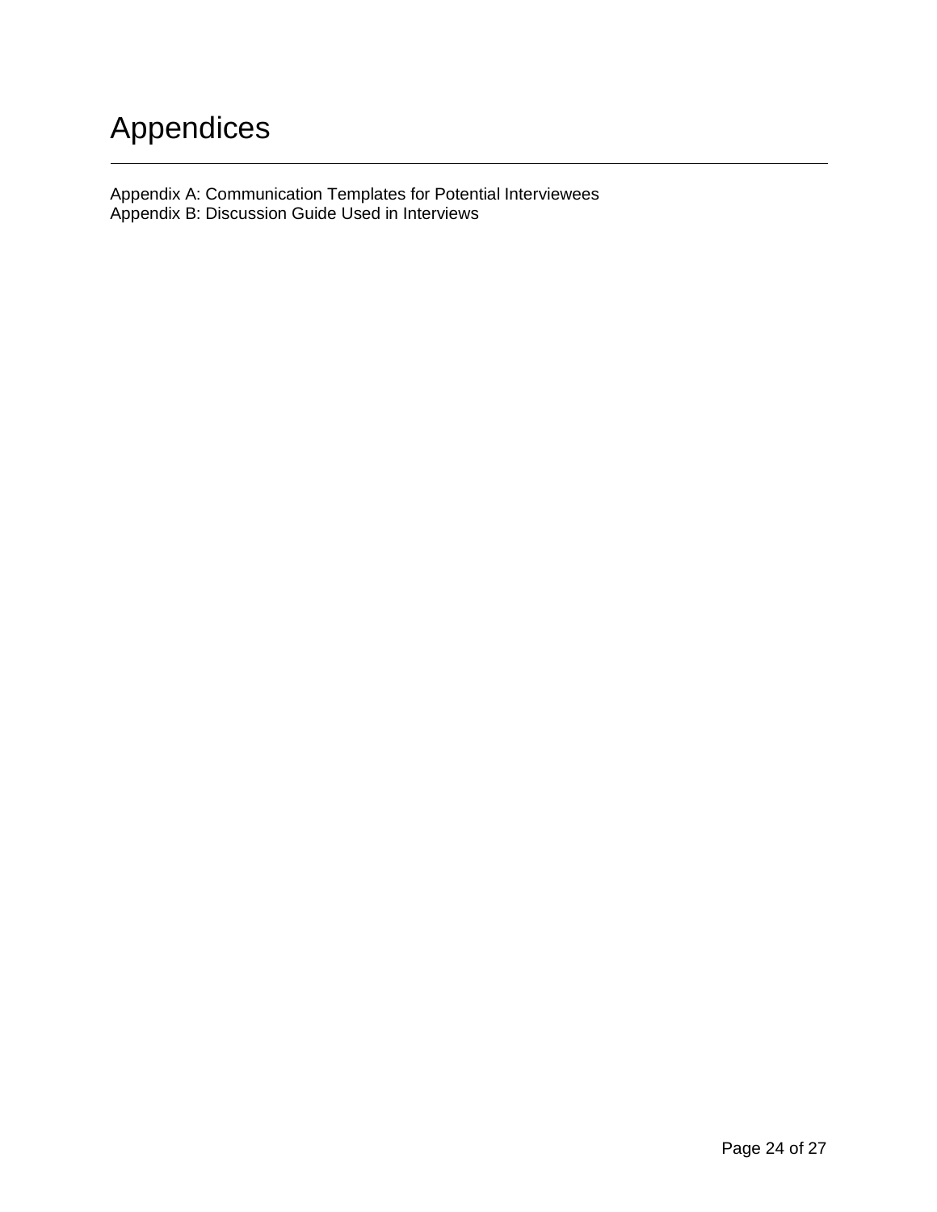# Appendices

Appendix A: Communication Templates for Potential Interviewees
Appendix B: Discussion Guide Used in Interviews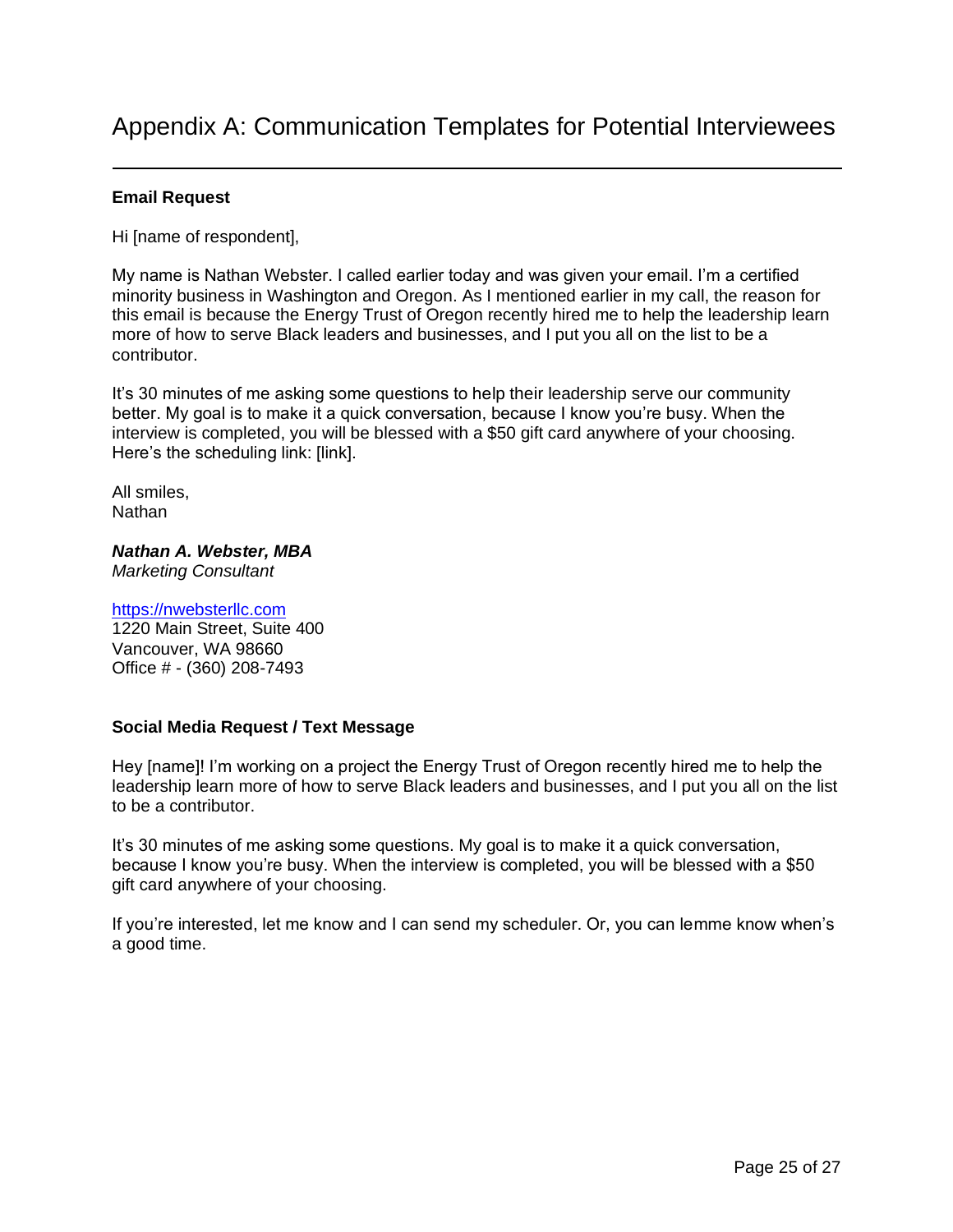# Appendix A: Communication Templates for Potential Interviewees

**Email Request**

Hi [name of respondent],

My name is Nathan Webster. I called earlier today and was given your email. I'm a certified minority business in Washington and Oregon. As I mentioned earlier in my call, the reason for this email is because the Energy Trust of Oregon recently hired me to help the leadership learn more of how to serve Black leaders and businesses, and I put you all on the list to be a contributor.

It's 30 minutes of me asking some questions to help their leadership serve our community better. My goal is to make it a quick conversation, because I know you're busy. When the interview is completed, you will be blessed with a $50 gift card anywhere of your choosing. Here's the scheduling link: [link].

All smiles,
Nathan

***Nathan A. Webster, MBA***
*Marketing Consultant*

https://nwebsterllc.com
1220 Main Street, Suite 400
Vancouver, WA 98660
Office # - (360) 208-7493

**Social Media Request / Text Message**

Hey [name]! I'm working on a project the Energy Trust of Oregon recently hired me to help the leadership learn more of how to serve Black leaders and businesses, and I put you all on the list to be a contributor.

It's 30 minutes of me asking some questions. My goal is to make it a quick conversation, because I know you're busy. When the interview is completed, you will be blessed with a $50 gift card anywhere of your choosing.

If you're interested, let me know and I can send my scheduler. Or, you can lemme know when's a good time.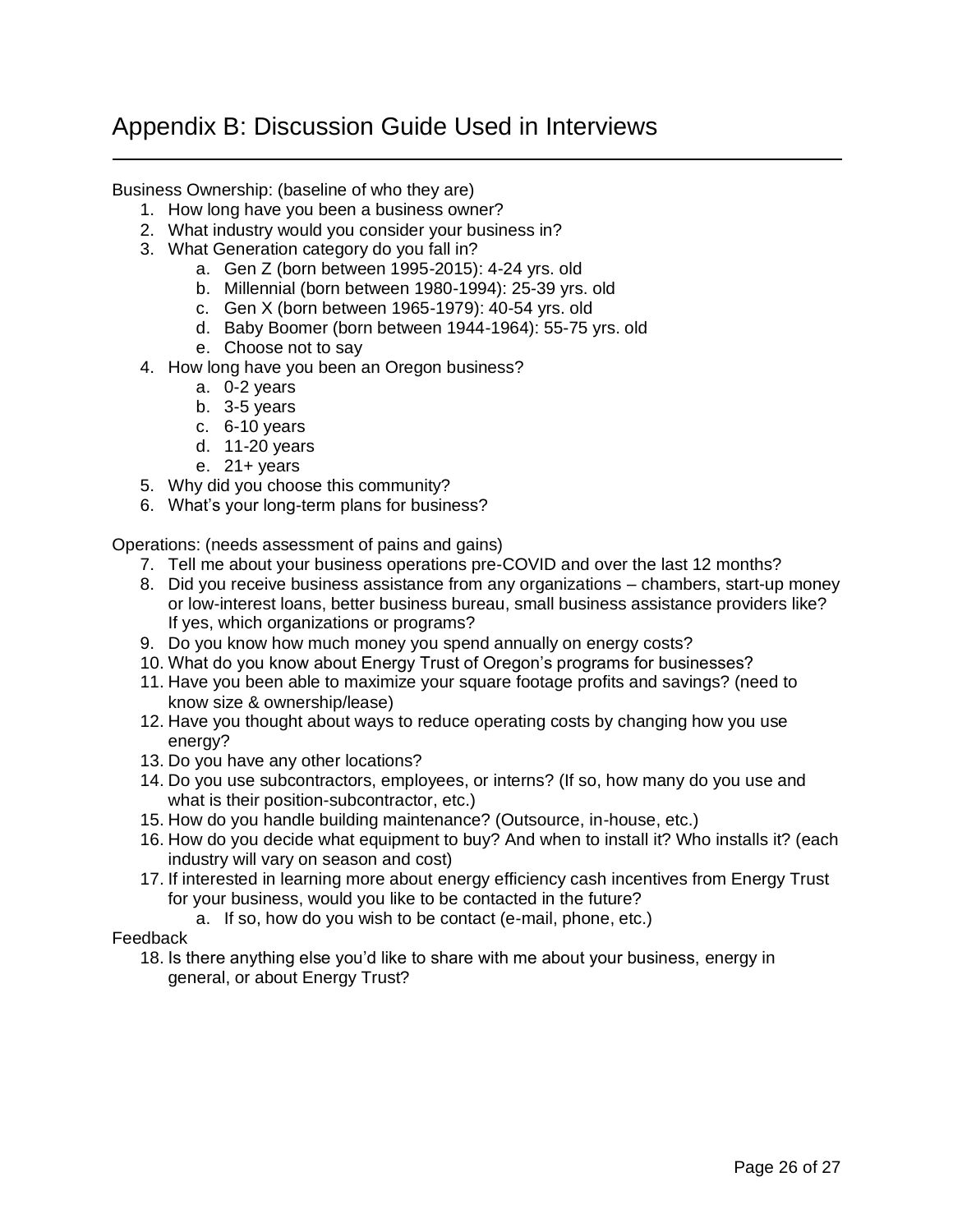# Appendix B: Discussion Guide Used in Interviews

Business Ownership: (baseline of who they are)

1. How long have you been a business owner?
2. What industry would you consider your business in?
3. What Generation category do you fall in?
   a. Gen Z (born between 1995-2015): 4-24 yrs. old
   b. Millennial (born between 1980-1994): 25-39 yrs. old
   c. Gen X (born between 1965-1979): 40-54 yrs. old
   d. Baby Boomer (born between 1944-1964): 55-75 yrs. old
   e. Choose not to say
4. How long have you been an Oregon business?
   a. 0-2 years
   b. 3-5 years
   c. 6-10 years
   d. 11-20 years
   e. 21+ years
5. Why did you choose this community?
6. What's your long-term plans for business?

Operations: (needs assessment of pains and gains)

7. Tell me about your business operations pre-COVID and over the last 12 months?
8. Did you receive business assistance from any organizations – chambers, start-up money or low-interest loans, better business bureau, small business assistance providers like? If yes, which organizations or programs?
9. Do you know how much money you spend annually on energy costs?
10. What do you know about Energy Trust of Oregon's programs for businesses?
11. Have you been able to maximize your square footage profits and savings? (need to know size & ownership/lease)
12. Have you thought about ways to reduce operating costs by changing how you use energy?
13. Do you have any other locations?
14. Do you use subcontractors, employees, or interns? (If so, how many do you use and what is their position-subcontractor, etc.)
15. How do you handle building maintenance? (Outsource, in-house, etc.)
16. How do you decide what equipment to buy? And when to install it? Who installs it? (each industry will vary on season and cost)
17. If interested in learning more about energy efficiency cash incentives from Energy Trust for your business, would you like to be contacted in the future?
    a. If so, how do you wish to be contact (e-mail, phone, etc.)

Feedback

18. Is there anything else you'd like to share with me about your business, energy in general, or about Energy Trust?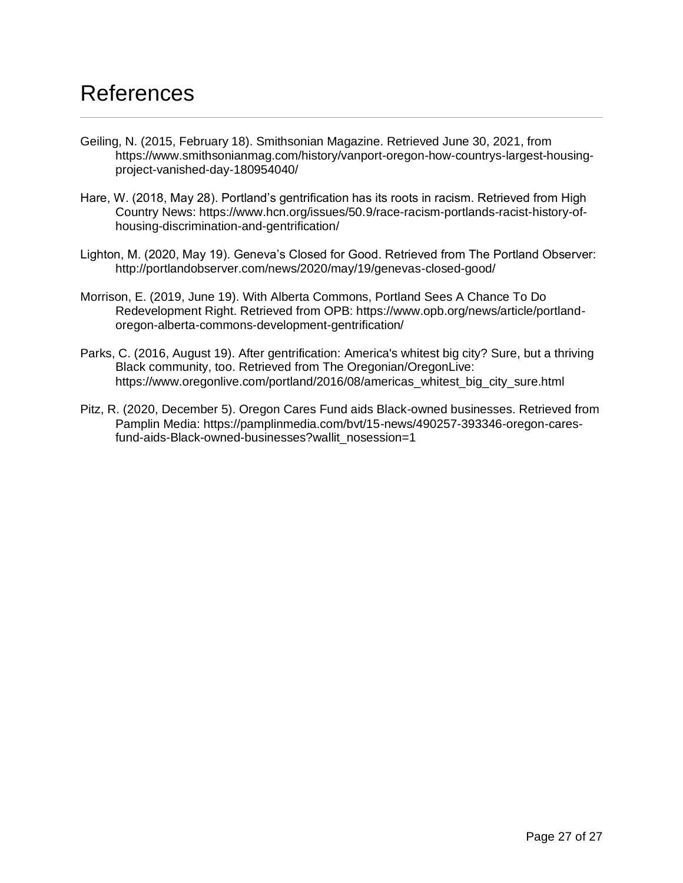# References

Geiling, N. (2015, February 18). Smithsonian Magazine. Retrieved June 30, 2021, from https://www.smithsonianmag.com/history/vanport-oregon-how-countrys-largest-housing-project-vanished-day-180954040/

Hare, W. (2018, May 28). Portland's gentrification has its roots in racism. Retrieved from High Country News: https://www.hcn.org/issues/50.9/race-racism-portlands-racist-history-of-housing-discrimination-and-gentrification/

Lighton, M. (2020, May 19). Geneva's Closed for Good. Retrieved from The Portland Observer: http://portlandobserver.com/news/2020/may/19/genevas-closed-good/

Morrison, E. (2019, June 19). With Alberta Commons, Portland Sees A Chance To Do Redevelopment Right. Retrieved from OPB: https://www.opb.org/news/article/portland-oregon-alberta-commons-development-gentrification/

Parks, C. (2016, August 19). After gentrification: America's whitest big city? Sure, but a thriving Black community, too. Retrieved from The Oregonian/OregonLive: https://www.oregonlive.com/portland/2016/08/americas_whitest_big_city_sure.html

Pitz, R. (2020, December 5). Oregon Cares Fund aids Black-owned businesses. Retrieved from Pamplin Media: https://pamplinmedia.com/bvt/15-news/490257-393346-oregon-cares-fund-aids-Black-owned-businesses?wallit_nosession=1